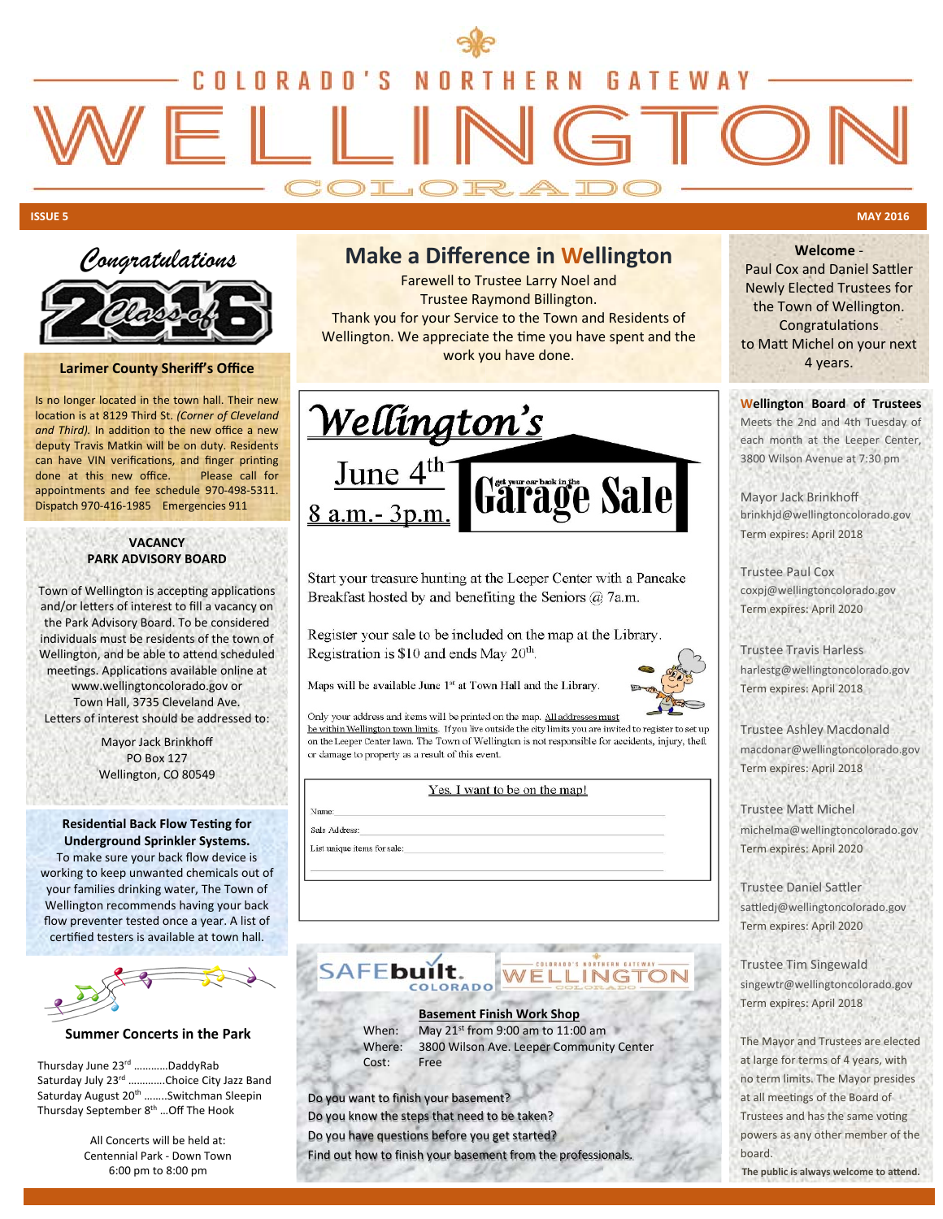# COLORADO'S NORTHERN GATEWAY WELLINGTON COLORADO

**ISSUE 5** **MAY 2016**

## Congratulations Class of 2016

### Larimer County Sheriff's Office

Is no longer located in the town hall. Their new location is at 8129 Third St. *(Corner of Cleveland and Third).* In addition to the new office a new deputy Travis Matkin will be on duty. Residents can have VIN verifications, and finger printing done at this new office. Please call for appointments and fee schedule 970-498-5311. Dispatch 970-416-1985 Emergencies 911

### VACANCY PARK ADVISORY BOARD

Town of Wellington is accepting applications and/or letters of interest to fill a vacancy on the Park Advisory Board. To be considered individuals must be residents of the town of Wellington, and be able to attend scheduled meetings. Applications available online at www.wellingtoncolorado.gov or Town Hall, 3735 Cleveland Ave. Letters of interest should be addressed to:

Mayor Jack Brinkhoff
PO Box 127
Wellington, CO 80549

### Residential Back Flow Testing for Underground Sprinkler Systems.

To make sure your back flow device is working to keep unwanted chemicals out of your families drinking water, The Town of Wellington recommends having your back flow preventer tested once a year. A list of certified testers is available at town hall.

### Summer Concerts in the Park

Thursday June 23rd …………DaddyRab
Saturday July 23rd ………….Choice City Jazz Band
Saturday August 20th ……..Switchman Sleepin
Thursday September 8th …Off The Hook

All Concerts will be held at:
Centennial Park - Down Town
6:00 pm to 8:00 pm

## Make a Difference in Wellington

Farewell to Trustee Larry Noel and Trustee Raymond Billington.
Thank you for your Service to the Town and Residents of Wellington. We appreciate the time you have spent and the work you have done.

## Wellington's Garage Sale

June 4th
8 a.m.- 3p.m.

get your car back in the Garage Sale

Start your treasure hunting at the Leeper Center with a Pancake Breakfast hosted by and benefiting the Seniors @ 7a.m.

Register your sale to be included on the map at the Library. Registration is $10 and ends May 20th.

Maps will be available June 1st at Town Hall and the Library.

Only your address and items will be printed on the map. All addresses must be within Wellington town limits. If you live outside the city limits you are invited to register to set up on the Leeper Center lawn. The Town of Wellington is not responsible for accidents, injury, theft or damage to property as a result of this event.

**Yes, I want to be on the map!**

Name: ______________________

Sale Address: ______________________

List unique items for sale: ______________________

______________________

## SAFEbuilt COLORADO — WELLINGTON COLORADO

### Basement Finish Work Shop

When: May 21st from 9:00 am to 11:00 am
Where: 3800 Wilson Ave. Leeper Community Center
Cost: Free

Do you want to finish your basement?
Do you know the steps that need to be taken?
Do you have questions before you get started?
Find out how to finish your basement from the professionals.

**Welcome** - Paul Cox and Daniel Sattler Newly Elected Trustees for the Town of Wellington. Congratulations to Matt Michel on your next 4 years.

### Wellington Board of Trustees

Meets the 2nd and 4th Tuesday of each month at the Leeper Center, 3800 Wilson Avenue at 7:30 pm

Mayor Jack Brinkhoff
brinkhjd@wellingtoncolorado.gov
Term expires: April 2018

Trustee Paul Cox
coxpj@wellingtoncolorado.gov
Term expires: April 2020

Trustee Travis Harless
harlestg@wellingtoncolorado.gov
Term expires: April 2018

Trustee Ashley Macdonald
macdonar@wellingtoncolorado.gov
Term expires: April 2018

Trustee Matt Michel
michelma@wellingtoncolorado.gov
Term expires: April 2020

Trustee Daniel Sattler
sattledj@wellingtoncolorado.gov
Term expires: April 2020

Trustee Tim Singewald
singewtr@wellingtoncolorado.gov
Term expires: April 2018

The Mayor and Trustees are elected at large for terms of 4 years, with no term limits. The Mayor presides at all meetings of the Board of Trustees and has the same voting powers as any other member of the board.

**The public is always welcome to attend.**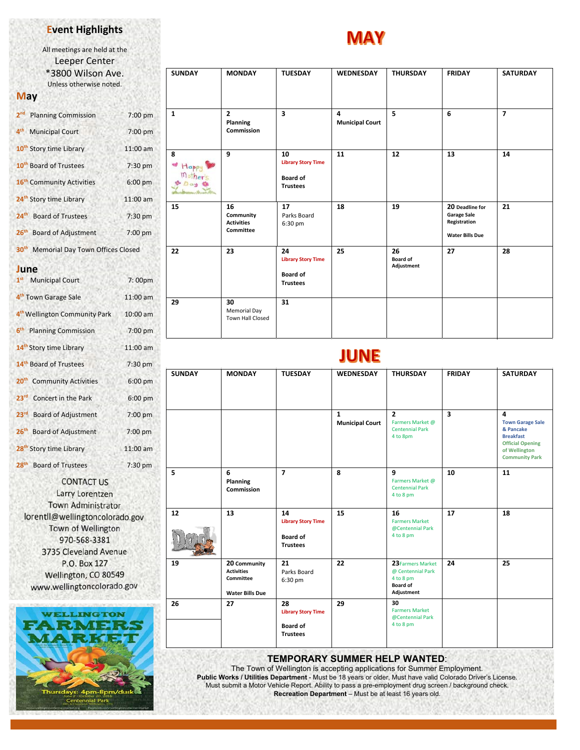## Event Highlights

All meetings are held at the Leeper Center
*3800 Wilson Ave.
Unless noted otherwise.

### May

| | | |
|---|---|---|
| 2nd | Planning Commission | 7:00 pm |
| 4th | Municipal Court | 7:00 pm |
| 10th | Story time Library | 11:00 am |
| 10th | Board of Trustees | 7:30 pm |
| 16th | Community Activities | 6:00 pm |
| 24th | Story time Library | 11:00 am |
| 24th | Board of Trustees | 7:30 pm |
| 26th | Board of Adjustment | 7:00 pm |
| 30th | Memorial Day Town Offices Closed | |

### June

| | | |
|---|---|---|
| 1st | Municipal Court | 7: 00pm |
| 4th | Town Garage Sale | 11:00 am |
| 4th | Wellington Community Park | 10:00 am |
| 6th | Planning Commission | 7:00 pm |
| 14th | Story time Library | 11:00 am |
| 14th | Board of Trustees | 7:30 pm |
| 20th | Community Activities | 6:00 pm |
| 23rd | Concert in the Park | 6:00 pm |
| 23rd | Board of Adjustment | 7:00 pm |
| 26th | Board of Adjustment | 7:00 pm |
| 28th | Story time Library | 11:00 am |
| 28th | Board of Trustees | 7:30 pm |

### CONTACT US

Larry Lorentzen
Town Administrator
lorentll@wellingtoncolorado.gov
Town of Wellington
970-568-3381
3735 Cleveland Avenue
P.O. Box 127
Wellington, CO 80549
www.wellingtoncolorado.gov

WELLINGTON FARMERS MARKET
Thursdays: 4pm-8pm/dusk
June 2 - October 20, 2016
Centennial Park

# MAY

| SUNDAY | MONDAY | TUESDAY | WEDNESDAY | THURSDAY | FRIDAY | SATURDAY |
|---|---|---|---|---|---|---|
| 1 | 2 Planning Commission | 3 | 4 Municipal Court | 5 | 6 | 7 |
| 8 Happy Mother's Day | 9 | 10 Library Story Time; Board of Trustees | 11 | 12 | 13 | 14 |
| 15 | 16 Community Activities Committee | 17 Parks Board 6:30 pm | 18 | 19 | 20 Deadline for Garage Sale Registration; Water Bills Due | 21 |
| 22 | 23 | 24 Library Story Time; Board of Trustees | 25 | 26 Board of Adjustment | 27 | 28 |
| 29 | 30 Memorial Day Town Hall Closed | 31 | | | | |

# JUNE

| SUNDAY | MONDAY | TUESDAY | WEDNESDAY | THURSDAY | FRIDAY | SATURDAY |
|---|---|---|---|---|---|---|
| | | | 1 Municipal Court | 2 Farmers Market @ Centennial Park 4 to 8pm | 3 | 4 Town Garage Sale & Pancake Breakfast; Official Opening of Wellington Community Park |
| 5 | 6 Planning Commission | 7 | 8 | 9 Farmers Market @ Centennial Park 4 to 8 pm | 10 | 11 |
| 12 Dad | 13 | 14 Library Story Time; Board of Trustees | 15 | 16 Farmers Market @Centennial Park 4 to 8 pm | 17 | 18 |
| 19 | 20 Community Activities Committee; Water Bills Due | 21 Parks Board 6:30 pm | 22 | 23 Farmers Market @ Centennial Park 4 to 8 pm; Board of Adjustment | 24 | 25 |
| 26 | 27 | 28 Library Story Time; Board of Trustees | 29 | 30 Farmers Market @Centennial Park 4 to 8 pm | | |

## TEMPORARY SUMMER HELP WANTED:

The Town of Wellington is accepting applications for Summer Employment.
**Public Works / Utilities Department** - Must be 18 years or older, Must have valid Colorado Driver's License. Must submit a Motor Vehicle Report. Ability to pass a pre-employment drug screen / background check.
**Recreation Department** – Must be at least 16 years old.